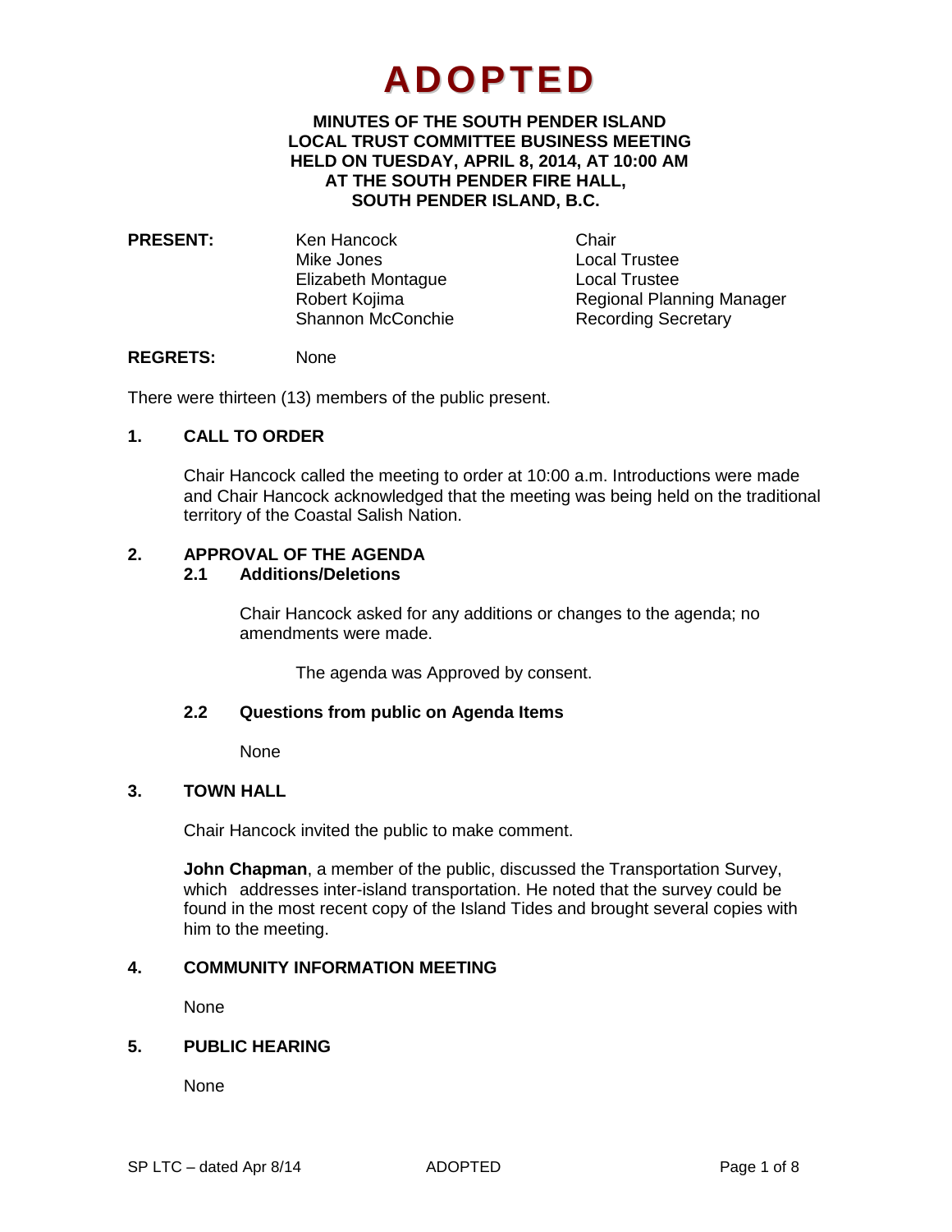# ADOPTED

**MINUTES OF THE SOUTH PENDER ISLAND LOCAL TRUST COMMITTEE BUSINESS MEETING HELD ON TUESDAY, APRIL 8, 2014, AT 10:00 AM AT THE SOUTH PENDER FIRE HALL, SOUTH PENDER ISLAND, B.C.**

| **PRESENT:** | Ken Hancock | Chair |
|---|---|---|
| | Mike Jones | Local Trustee |
| | Elizabeth Montague | Local Trustee |
| | Robert Kojima | Regional Planning Manager |
| | Shannon McConchie | Recording Secretary |

**REGRETS:** None

There were thirteen (13) members of the public present.

## 1. CALL TO ORDER

Chair Hancock called the meeting to order at 10:00 a.m. Introductions were made and Chair Hancock acknowledged that the meeting was being held on the traditional territory of the Coastal Salish Nation.

## 2. APPROVAL OF THE AGENDA

### 2.1 Additions/Deletions

Chair Hancock asked for any additions or changes to the agenda; no amendments were made.

The agenda was Approved by consent.

### 2.2 Questions from public on Agenda Items

None

## 3. TOWN HALL

Chair Hancock invited the public to make comment.

**John Chapman**, a member of the public, discussed the Transportation Survey, which addresses inter-island transportation. He noted that the survey could be found in the most recent copy of the Island Tides and brought several copies with him to the meeting.

## 4. COMMUNITY INFORMATION MEETING

None

## 5. PUBLIC HEARING

None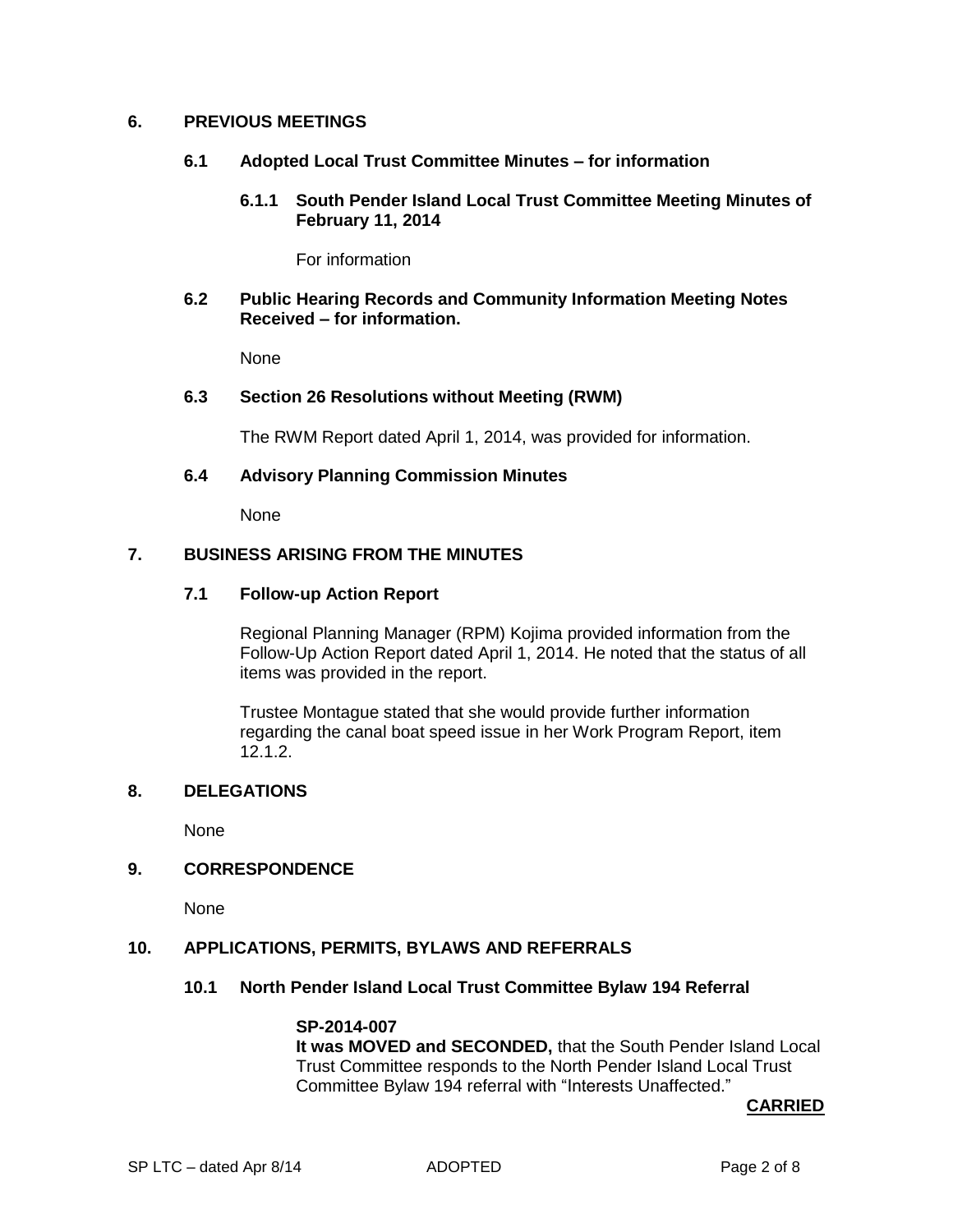## 6. PREVIOUS MEETINGS

### 6.1 Adopted Local Trust Committee Minutes – for information

#### 6.1.1 South Pender Island Local Trust Committee Meeting Minutes of February 11, 2014

For information

### 6.2 Public Hearing Records and Community Information Meeting Notes Received – for information.

None

### 6.3 Section 26 Resolutions without Meeting (RWM)

The RWM Report dated April 1, 2014, was provided for information.

### 6.4 Advisory Planning Commission Minutes

None

## 7. BUSINESS ARISING FROM THE MINUTES

### 7.1 Follow-up Action Report

Regional Planning Manager (RPM) Kojima provided information from the Follow-Up Action Report dated April 1, 2014. He noted that the status of all items was provided in the report.

Trustee Montague stated that she would provide further information regarding the canal boat speed issue in her Work Program Report, item 12.1.2.

## 8. DELEGATIONS

None

## 9. CORRESPONDENCE

None

## 10. APPLICATIONS, PERMITS, BYLAWS AND REFERRALS

### 10.1 North Pender Island Local Trust Committee Bylaw 194 Referral

**SP-2014-007**
**It was MOVED and SECONDED,** that the South Pender Island Local Trust Committee responds to the North Pender Island Local Trust Committee Bylaw 194 referral with "Interests Unaffected."

**CARRIED**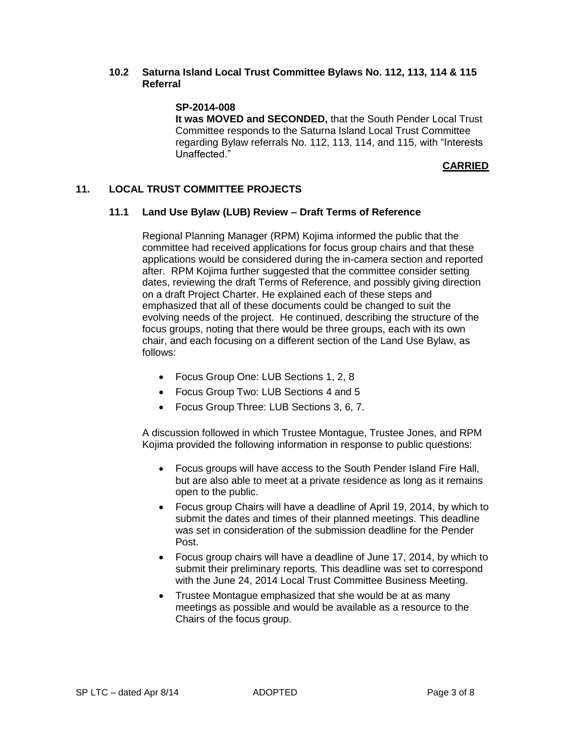### 10.2 Saturna Island Local Trust Committee Bylaws No. 112, 113, 114 & 115 Referral

**SP-2014-008**

**It was MOVED and SECONDED,** that the South Pender Local Trust Committee responds to the Saturna Island Local Trust Committee regarding Bylaw referrals No. 112, 113, 114, and 115, with "Interests Unaffected."

**CARRIED**

## 11. LOCAL TRUST COMMITTEE PROJECTS

### 11.1 Land Use Bylaw (LUB) Review – Draft Terms of Reference

Regional Planning Manager (RPM) Kojima informed the public that the committee had received applications for focus group chairs and that these applications would be considered during the in-camera section and reported after. RPM Kojima further suggested that the committee consider setting dates, reviewing the draft Terms of Reference, and possibly giving direction on a draft Project Charter. He explained each of these steps and emphasized that all of these documents could be changed to suit the evolving needs of the project. He continued, describing the structure of the focus groups, noting that there would be three groups, each with its own chair, and each focusing on a different section of the Land Use Bylaw, as follows:

- Focus Group One: LUB Sections 1, 2, 8
- Focus Group Two: LUB Sections 4 and 5
- Focus Group Three: LUB Sections 3, 6, 7.

A discussion followed in which Trustee Montague, Trustee Jones, and RPM Kojima provided the following information in response to public questions:

- Focus groups will have access to the South Pender Island Fire Hall, but are also able to meet at a private residence as long as it remains open to the public.
- Focus group Chairs will have a deadline of April 19, 2014, by which to submit the dates and times of their planned meetings. This deadline was set in consideration of the submission deadline for the Pender Post.
- Focus group chairs will have a deadline of June 17, 2014, by which to submit their preliminary reports. This deadline was set to correspond with the June 24, 2014 Local Trust Committee Business Meeting.
- Trustee Montague emphasized that she would be at as many meetings as possible and would be available as a resource to the Chairs of the focus group.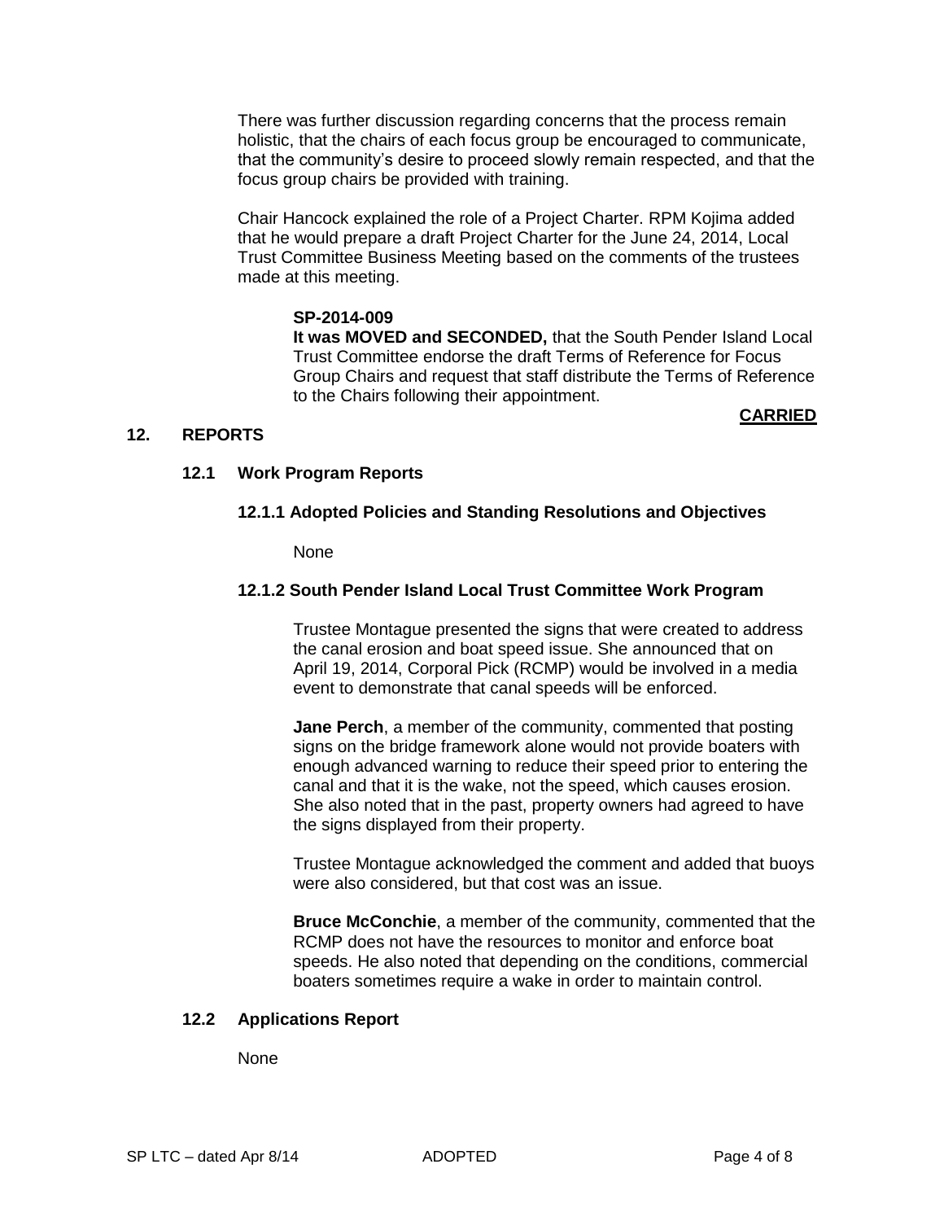There was further discussion regarding concerns that the process remain holistic, that the chairs of each focus group be encouraged to communicate, that the community's desire to proceed slowly remain respected, and that the focus group chairs be provided with training.

Chair Hancock explained the role of a Project Charter. RPM Kojima added that he would prepare a draft Project Charter for the June 24, 2014, Local Trust Committee Business Meeting based on the comments of the trustees made at this meeting.

**SP-2014-009**
**It was MOVED and SECONDED,** that the South Pender Island Local Trust Committee endorse the draft Terms of Reference for Focus Group Chairs and request that staff distribute the Terms of Reference to the Chairs following their appointment.

**CARRIED**

## 12. REPORTS

### 12.1 Work Program Reports

#### 12.1.1 Adopted Policies and Standing Resolutions and Objectives

None

#### 12.1.2 South Pender Island Local Trust Committee Work Program

Trustee Montague presented the signs that were created to address the canal erosion and boat speed issue. She announced that on April 19, 2014, Corporal Pick (RCMP) would be involved in a media event to demonstrate that canal speeds will be enforced.

**Jane Perch**, a member of the community, commented that posting signs on the bridge framework alone would not provide boaters with enough advanced warning to reduce their speed prior to entering the canal and that it is the wake, not the speed, which causes erosion. She also noted that in the past, property owners had agreed to have the signs displayed from their property.

Trustee Montague acknowledged the comment and added that buoys were also considered, but that cost was an issue.

**Bruce McConchie**, a member of the community, commented that the RCMP does not have the resources to monitor and enforce boat speeds. He also noted that depending on the conditions, commercial boaters sometimes require a wake in order to maintain control.

### 12.2 Applications Report

None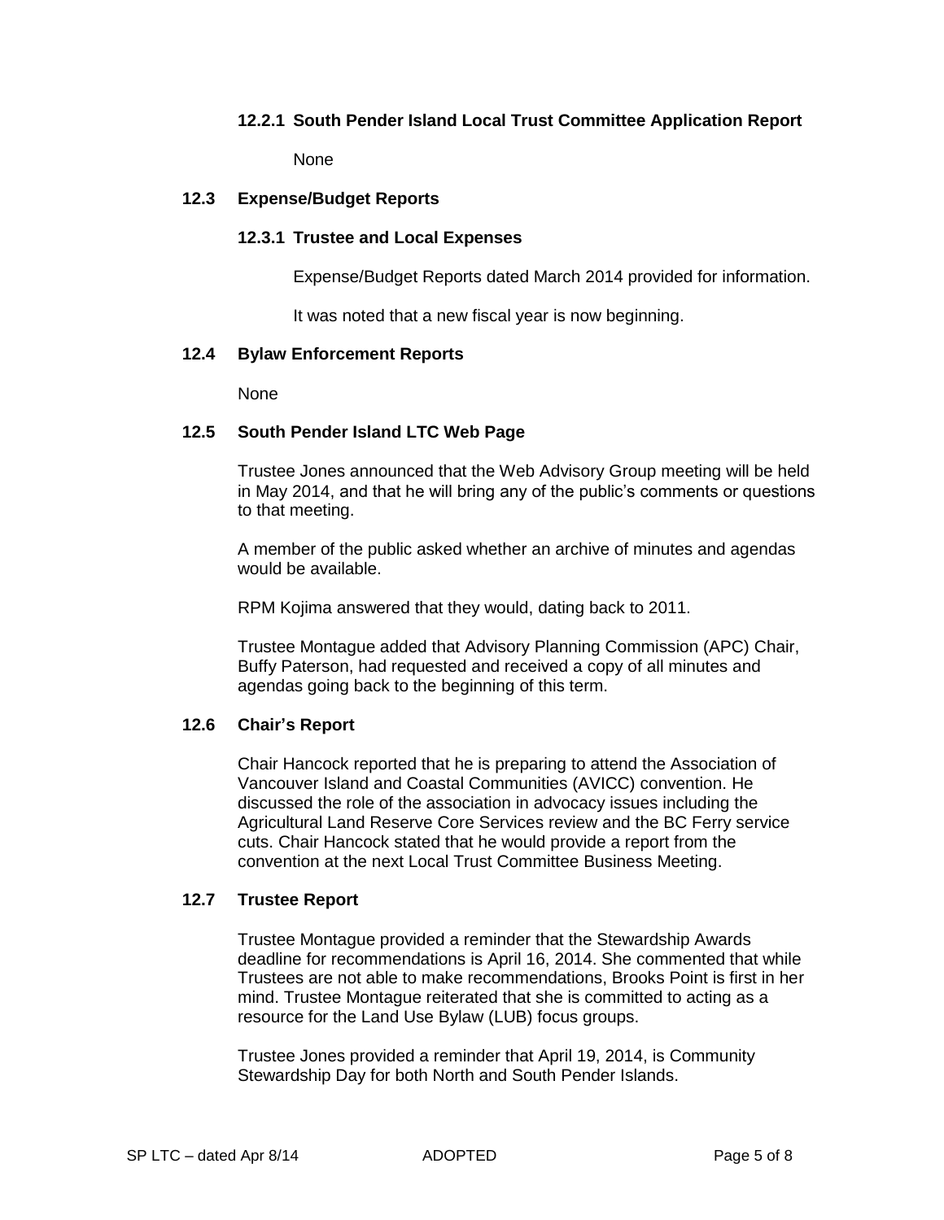#### 12.2.1 South Pender Island Local Trust Committee Application Report

None

### 12.3 Expense/Budget Reports

#### 12.3.1 Trustee and Local Expenses

Expense/Budget Reports dated March 2014 provided for information.

It was noted that a new fiscal year is now beginning.

### 12.4 Bylaw Enforcement Reports

None

### 12.5 South Pender Island LTC Web Page

Trustee Jones announced that the Web Advisory Group meeting will be held in May 2014, and that he will bring any of the public's comments or questions to that meeting.

A member of the public asked whether an archive of minutes and agendas would be available.

RPM Kojima answered that they would, dating back to 2011.

Trustee Montague added that Advisory Planning Commission (APC) Chair, Buffy Paterson, had requested and received a copy of all minutes and agendas going back to the beginning of this term.

### 12.6 Chair's Report

Chair Hancock reported that he is preparing to attend the Association of Vancouver Island and Coastal Communities (AVICC) convention. He discussed the role of the association in advocacy issues including the Agricultural Land Reserve Core Services review and the BC Ferry service cuts. Chair Hancock stated that he would provide a report from the convention at the next Local Trust Committee Business Meeting.

### 12.7 Trustee Report

Trustee Montague provided a reminder that the Stewardship Awards deadline for recommendations is April 16, 2014. She commented that while Trustees are not able to make recommendations, Brooks Point is first in her mind. Trustee Montague reiterated that she is committed to acting as a resource for the Land Use Bylaw (LUB) focus groups.

Trustee Jones provided a reminder that April 19, 2014, is Community Stewardship Day for both North and South Pender Islands.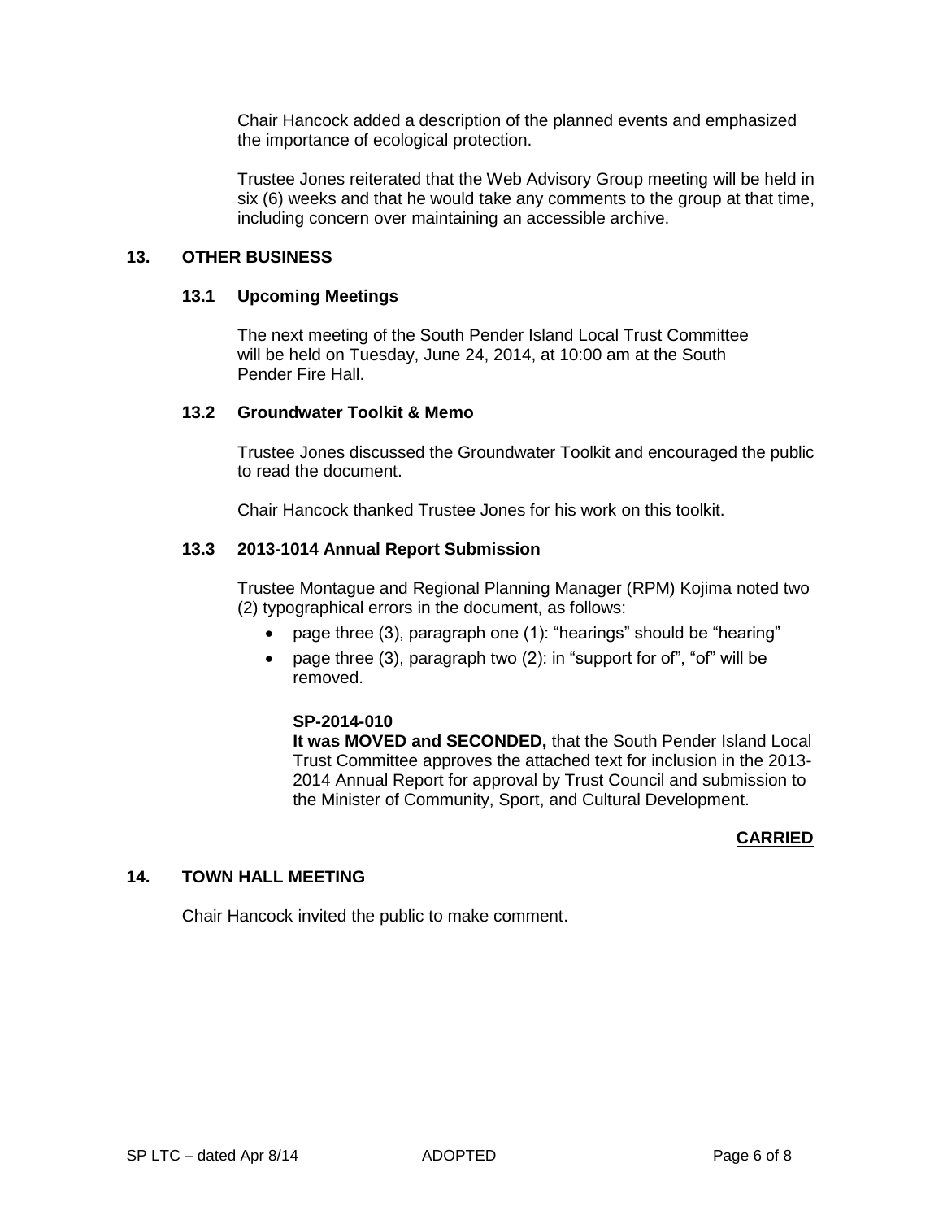Chair Hancock added a description of the planned events and emphasized the importance of ecological protection.

Trustee Jones reiterated that the Web Advisory Group meeting will be held in six (6) weeks and that he would take any comments to the group at that time, including concern over maintaining an accessible archive.

## 13. OTHER BUSINESS

### 13.1 Upcoming Meetings

The next meeting of the South Pender Island Local Trust Committee will be held on Tuesday, June 24, 2014, at 10:00 am at the South Pender Fire Hall.

### 13.2 Groundwater Toolkit & Memo

Trustee Jones discussed the Groundwater Toolkit and encouraged the public to read the document.

Chair Hancock thanked Trustee Jones for his work on this toolkit.

### 13.3 2013-1014 Annual Report Submission

Trustee Montague and Regional Planning Manager (RPM) Kojima noted two (2) typographical errors in the document, as follows:

- page three (3), paragraph one (1): "hearings" should be "hearing"
- page three (3), paragraph two (2): in "support for of", "of" will be removed.

**SP-2014-010**
**It was MOVED and SECONDED,** that the South Pender Island Local Trust Committee approves the attached text for inclusion in the 2013-2014 Annual Report for approval by Trust Council and submission to the Minister of Community, Sport, and Cultural Development.

**CARRIED**

## 14. TOWN HALL MEETING

Chair Hancock invited the public to make comment.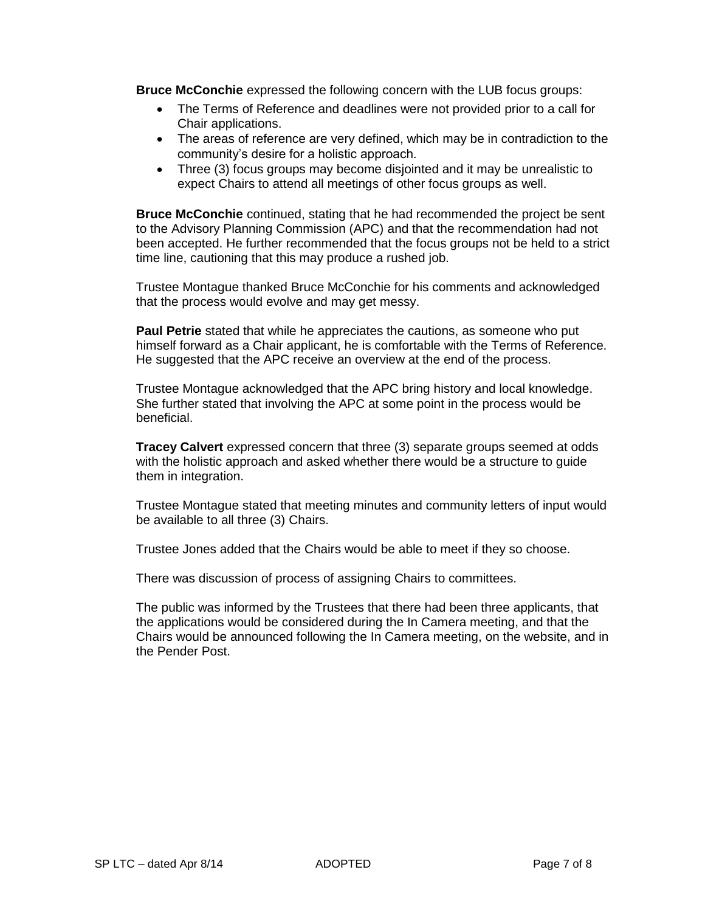**Bruce McConchie** expressed the following concern with the LUB focus groups:

- The Terms of Reference and deadlines were not provided prior to a call for Chair applications.
- The areas of reference are very defined, which may be in contradiction to the community's desire for a holistic approach.
- Three (3) focus groups may become disjointed and it may be unrealistic to expect Chairs to attend all meetings of other focus groups as well.

**Bruce McConchie** continued, stating that he had recommended the project be sent to the Advisory Planning Commission (APC) and that the recommendation had not been accepted. He further recommended that the focus groups not be held to a strict time line, cautioning that this may produce a rushed job.

Trustee Montague thanked Bruce McConchie for his comments and acknowledged that the process would evolve and may get messy.

**Paul Petrie** stated that while he appreciates the cautions, as someone who put himself forward as a Chair applicant, he is comfortable with the Terms of Reference. He suggested that the APC receive an overview at the end of the process.

Trustee Montague acknowledged that the APC bring history and local knowledge. She further stated that involving the APC at some point in the process would be beneficial.

**Tracey Calvert** expressed concern that three (3) separate groups seemed at odds with the holistic approach and asked whether there would be a structure to guide them in integration.

Trustee Montague stated that meeting minutes and community letters of input would be available to all three (3) Chairs.

Trustee Jones added that the Chairs would be able to meet if they so choose.

There was discussion of process of assigning Chairs to committees.

The public was informed by the Trustees that there had been three applicants, that the applications would be considered during the In Camera meeting, and that the Chairs would be announced following the In Camera meeting, on the website, and in the Pender Post.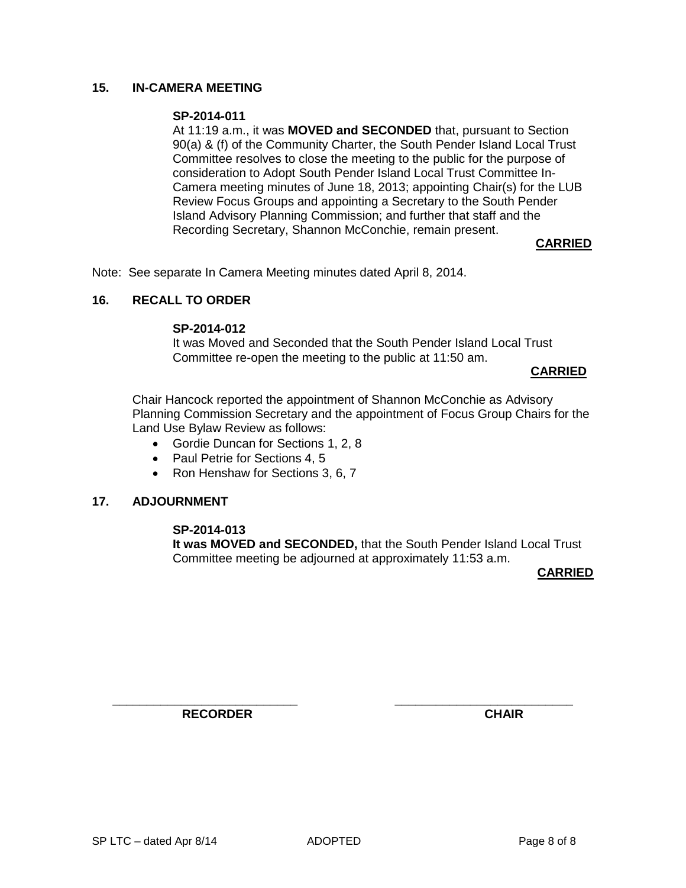## 15. IN-CAMERA MEETING

**SP-2014-011**
At 11:19 a.m., it was **MOVED and SECONDED** that, pursuant to Section 90(a) & (f) of the Community Charter, the South Pender Island Local Trust Committee resolves to close the meeting to the public for the purpose of consideration to Adopt South Pender Island Local Trust Committee In-Camera meeting minutes of June 18, 2013; appointing Chair(s) for the LUB Review Focus Groups and appointing a Secretary to the South Pender Island Advisory Planning Commission; and further that staff and the Recording Secretary, Shannon McConchie, remain present.

**CARRIED**

Note: See separate In Camera Meeting minutes dated April 8, 2014.

## 16. RECALL TO ORDER

**SP-2014-012**
It was Moved and Seconded that the South Pender Island Local Trust Committee re-open the meeting to the public at 11:50 am.

**CARRIED**

Chair Hancock reported the appointment of Shannon McConchie as Advisory Planning Commission Secretary and the appointment of Focus Group Chairs for the Land Use Bylaw Review as follows:

- Gordie Duncan for Sections 1, 2, 8
- Paul Petrie for Sections 4, 5
- Ron Henshaw for Sections 3, 6, 7

## 17. ADJOURNMENT

**SP-2014-013**
**It was MOVED and SECONDED,** that the South Pender Island Local Trust Committee meeting be adjourned at approximately 11:53 a.m.

**CARRIED**

\_\_\_\_\_\_\_\_\_\_\_\_\_\_\_\_\_\_\_\_\_\_\_\_\_\_\_\_
**RECORDER**

\_\_\_\_\_\_\_\_\_\_\_\_\_\_\_\_\_\_\_\_\_\_\_\_\_\_\_\_
**CHAIR**

SP LTC – dated Apr 8/14 ADOPTED